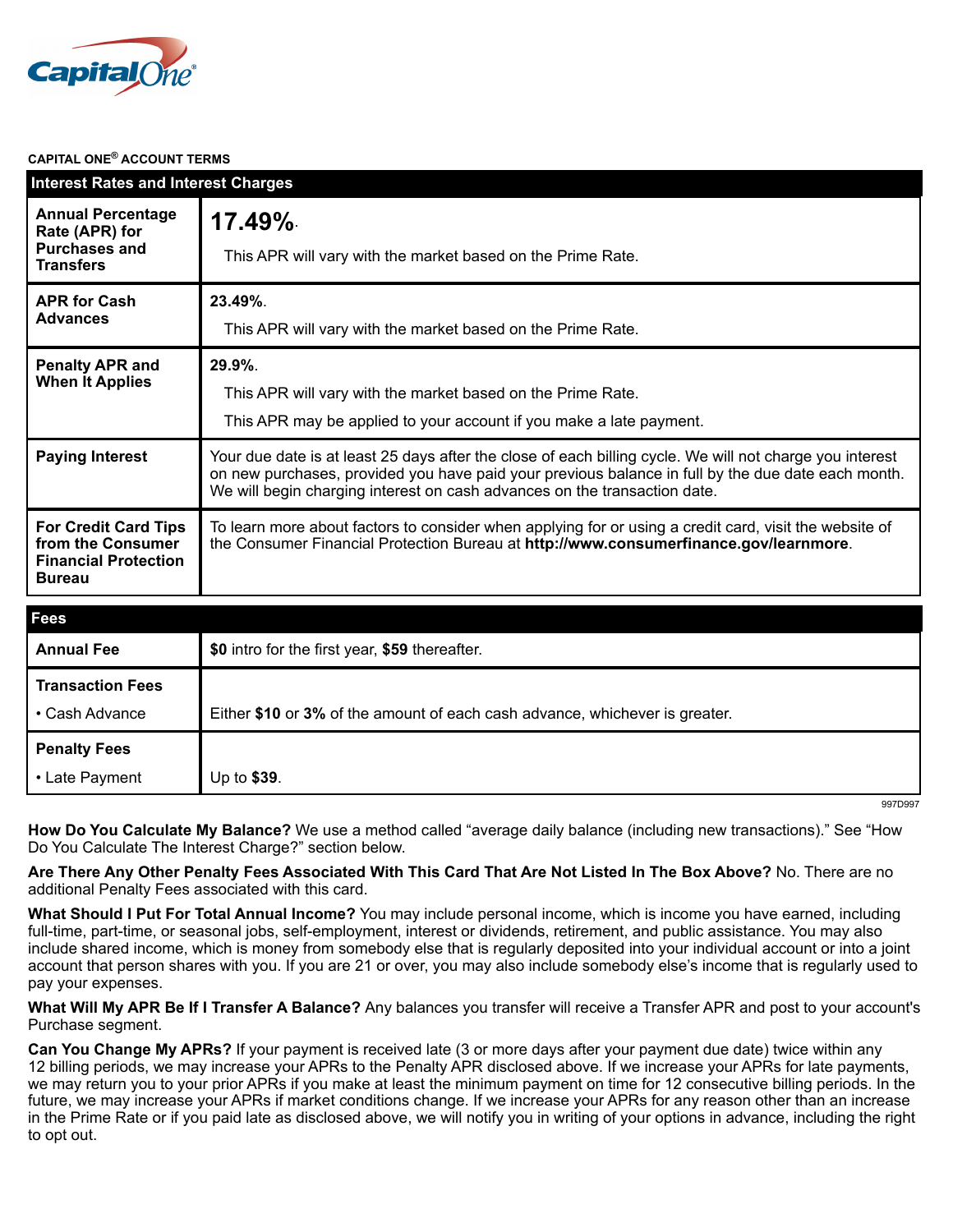CapitalOne®

**CAPITAL ONE® ACCOUNT TERMS**

| Interest Rates and Interest Charges | |
| --- | --- |
| **Annual Percentage Rate (APR) for Purchases and Transfers** | **17.49%**. This APR will vary with the market based on the Prime Rate. |
| **APR for Cash Advances** | **23.49%**. This APR will vary with the market based on the Prime Rate. |
| **Penalty APR and When It Applies** | **29.9%**. This APR will vary with the market based on the Prime Rate. This APR may be applied to your account if you make a late payment. |
| **Paying Interest** | Your due date is at least 25 days after the close of each billing cycle. We will not charge you interest on new purchases, provided you have paid your previous balance in full by the due date each month. We will begin charging interest on cash advances on the transaction date. |
| **For Credit Card Tips from the Consumer Financial Protection Bureau** | To learn more about factors to consider when applying for or using a credit card, visit the website of the Consumer Financial Protection Bureau at **http://www.consumerfinance.gov/learnmore**. |

| Fees | |
| --- | --- |
| **Annual Fee** | **$0** intro for the first year, **$59** thereafter. |
| **Transaction Fees** | |
| • Cash Advance | Either **$10** or **3%** of the amount of each cash advance, whichever is greater. |
| **Penalty Fees** | |
| • Late Payment | Up to **$39**. |

997D997

**How Do You Calculate My Balance?** We use a method called "average daily balance (including new transactions)." See "How Do You Calculate The Interest Charge?" section below.

**Are There Any Other Penalty Fees Associated With This Card That Are Not Listed In The Box Above?** No. There are no additional Penalty Fees associated with this card.

**What Should I Put For Total Annual Income?** You may include personal income, which is income you have earned, including full-time, part-time, or seasonal jobs, self-employment, interest or dividends, retirement, and public assistance. You may also include shared income, which is money from somebody else that is regularly deposited into your individual account or into a joint account that person shares with you. If you are 21 or over, you may also include somebody else's income that is regularly used to pay your expenses.

**What Will My APR Be If I Transfer A Balance?** Any balances you transfer will receive a Transfer APR and post to your account's Purchase segment.

**Can You Change My APRs?** If your payment is received late (3 or more days after your payment due date) twice within any 12 billing periods, we may increase your APRs to the Penalty APR disclosed above. If we increase your APRs for late payments, we may return you to your prior APRs if you make at least the minimum payment on time for 12 consecutive billing periods. In the future, we may increase your APRs if market conditions change. If we increase your APRs for any reason other than an increase in the Prime Rate or if you paid late as disclosed above, we will notify you in writing of your options in advance, including the right to opt out.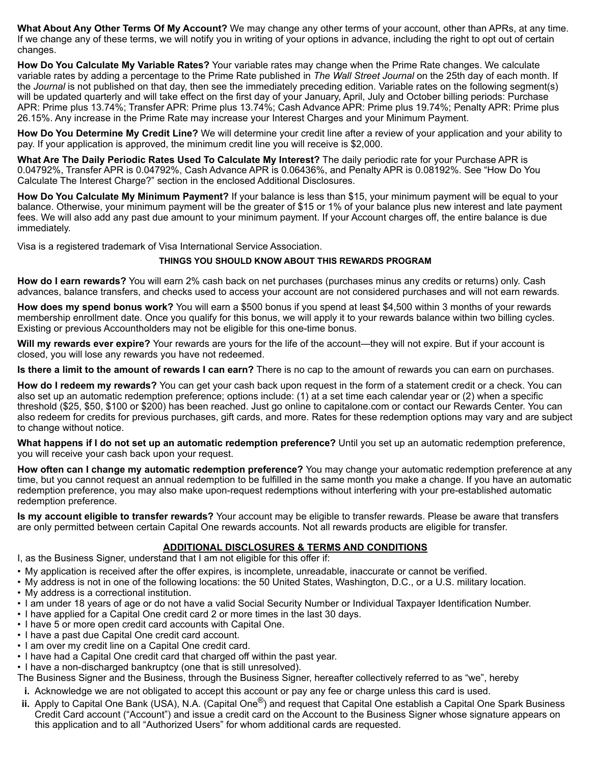**What About Any Other Terms Of My Account?** We may change any other terms of your account, other than APRs, at any time. If we change any of these terms, we will notify you in writing of your options in advance, including the right to opt out of certain changes.

**How Do You Calculate My Variable Rates?** Your variable rates may change when the Prime Rate changes. We calculate variable rates by adding a percentage to the Prime Rate published in *The Wall Street Journal* on the 25th day of each month. If the *Journal* is not published on that day, then see the immediately preceding edition. Variable rates on the following segment(s) will be updated quarterly and will take effect on the first day of your January, April, July and October billing periods: Purchase APR: Prime plus 13.74%; Transfer APR: Prime plus 13.74%; Cash Advance APR: Prime plus 19.74%; Penalty APR: Prime plus 26.15%. Any increase in the Prime Rate may increase your Interest Charges and your Minimum Payment.

**How Do You Determine My Credit Line?** We will determine your credit line after a review of your application and your ability to pay. If your application is approved, the minimum credit line you will receive is $2,000.

**What Are The Daily Periodic Rates Used To Calculate My Interest?** The daily periodic rate for your Purchase APR is 0.04792%, Transfer APR is 0.04792%, Cash Advance APR is 0.06436%, and Penalty APR is 0.08192%. See "How Do You Calculate The Interest Charge?" section in the enclosed Additional Disclosures.

**How Do You Calculate My Minimum Payment?** If your balance is less than $15, your minimum payment will be equal to your balance. Otherwise, your minimum payment will be the greater of $15 or 1% of your balance plus new interest and late payment fees. We will also add any past due amount to your minimum payment. If your Account charges off, the entire balance is due immediately.

Visa is a registered trademark of Visa International Service Association.

**THINGS YOU SHOULD KNOW ABOUT THIS REWARDS PROGRAM**

**How do I earn rewards?** You will earn 2% cash back on net purchases (purchases minus any credits or returns) only. Cash advances, balance transfers, and checks used to access your account are not considered purchases and will not earn rewards.

**How does my spend bonus work?** You will earn a $500 bonus if you spend at least $4,500 within 3 months of your rewards membership enrollment date. Once you qualify for this bonus, we will apply it to your rewards balance within two billing cycles. Existing or previous Accountholders may not be eligible for this one-time bonus.

**Will my rewards ever expire?** Your rewards are yours for the life of the account—they will not expire. But if your account is closed, you will lose any rewards you have not redeemed.

**Is there a limit to the amount of rewards I can earn?** There is no cap to the amount of rewards you can earn on purchases.

**How do I redeem my rewards?** You can get your cash back upon request in the form of a statement credit or a check. You can also set up an automatic redemption preference; options include: (1) at a set time each calendar year or (2) when a specific threshold ($25, $50, $100 or $200) has been reached. Just go online to capitalone.com or contact our Rewards Center. You can also redeem for credits for previous purchases, gift cards, and more. Rates for these redemption options may vary and are subject to change without notice.

**What happens if I do not set up an automatic redemption preference?** Until you set up an automatic redemption preference, you will receive your cash back upon your request.

**How often can I change my automatic redemption preference?** You may change your automatic redemption preference at any time, but you cannot request an annual redemption to be fulfilled in the same month you make a change. If you have an automatic redemption preference, you may also make upon-request redemptions without interfering with your pre-established automatic redemption preference.

**Is my account eligible to transfer rewards?** Your account may be eligible to transfer rewards. Please be aware that transfers are only permitted between certain Capital One rewards accounts. Not all rewards products are eligible for transfer.

## ADDITIONAL DISCLOSURES & TERMS AND CONDITIONS

I, as the Business Signer, understand that I am not eligible for this offer if:

- My application is received after the offer expires, is incomplete, unreadable, inaccurate or cannot be verified.
- My address is not in one of the following locations: the 50 United States, Washington, D.C., or a U.S. military location.
- My address is a correctional institution.
- I am under 18 years of age or do not have a valid Social Security Number or Individual Taxpayer Identification Number.
- I have applied for a Capital One credit card 2 or more times in the last 30 days.
- I have 5 or more open credit card accounts with Capital One.
- I have a past due Capital One credit card account.
- I am over my credit line on a Capital One credit card.
- I have had a Capital One credit card that charged off within the past year.
- I have a non-discharged bankruptcy (one that is still unresolved).

The Business Signer and the Business, through the Business Signer, hereafter collectively referred to as "we", hereby

**i.** Acknowledge we are not obligated to accept this account or pay any fee or charge unless this card is used.

**ii.** Apply to Capital One Bank (USA), N.A. (Capital One®) and request that Capital One establish a Capital One Spark Business Credit Card account ("Account") and issue a credit card on the Account to the Business Signer whose signature appears on this application and to all "Authorized Users" for whom additional cards are requested.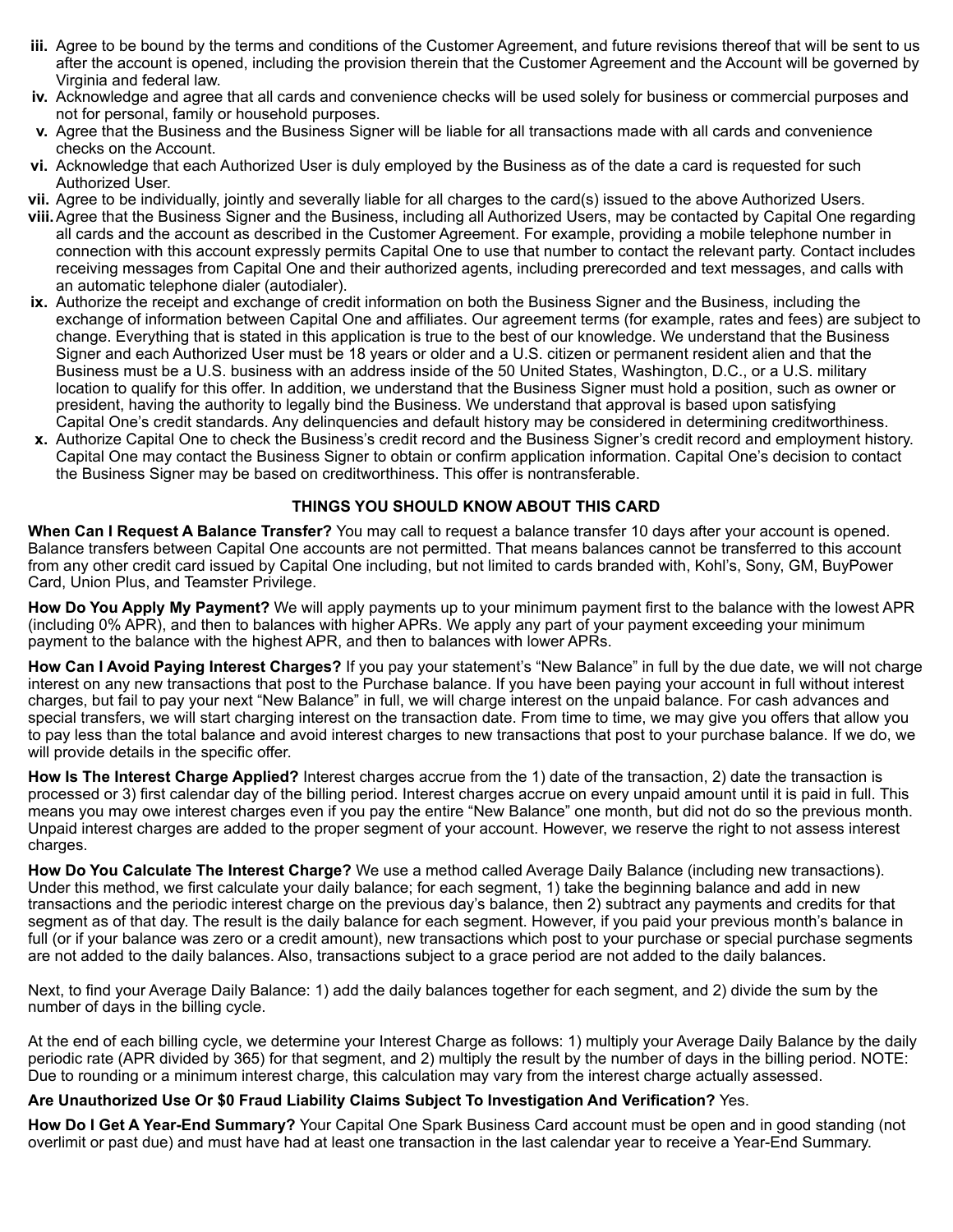iii. Agree to be bound by the terms and conditions of the Customer Agreement, and future revisions thereof that will be sent to us after the account is opened, including the provision therein that the Customer Agreement and the Account will be governed by Virginia and federal law.

iv. Acknowledge and agree that all cards and convenience checks will be used solely for business or commercial purposes and not for personal, family or household purposes.

v. Agree that the Business and the Business Signer will be liable for all transactions made with all cards and convenience checks on the Account.

vi. Acknowledge that each Authorized User is duly employed by the Business as of the date a card is requested for such Authorized User.

vii. Agree to be individually, jointly and severally liable for all charges to the card(s) issued to the above Authorized Users.

viii. Agree that the Business Signer and the Business, including all Authorized Users, may be contacted by Capital One regarding all cards and the account as described in the Customer Agreement. For example, providing a mobile telephone number in connection with this account expressly permits Capital One to use that number to contact the relevant party. Contact includes receiving messages from Capital One and their authorized agents, including prerecorded and text messages, and calls with an automatic telephone dialer (autodialer).

ix. Authorize the receipt and exchange of credit information on both the Business Signer and the Business, including the exchange of information between Capital One and affiliates. Our agreement terms (for example, rates and fees) are subject to change. Everything that is stated in this application is true to the best of our knowledge. We understand that the Business Signer and each Authorized User must be 18 years or older and a U.S. citizen or permanent resident alien and that the Business must be a U.S. business with an address inside of the 50 United States, Washington, D.C., or a U.S. military location to qualify for this offer. In addition, we understand that the Business Signer must hold a position, such as owner or president, having the authority to legally bind the Business. We understand that approval is based upon satisfying Capital One's credit standards. Any delinquencies and default history may be considered in determining creditworthiness.

x. Authorize Capital One to check the Business's credit record and the Business Signer's credit record and employment history. Capital One may contact the Business Signer to obtain or confirm application information. Capital One's decision to contact the Business Signer may be based on creditworthiness. This offer is nontransferable.

## THINGS YOU SHOULD KNOW ABOUT THIS CARD

**When Can I Request A Balance Transfer?** You may call to request a balance transfer 10 days after your account is opened. Balance transfers between Capital One accounts are not permitted. That means balances cannot be transferred to this account from any other credit card issued by Capital One including, but not limited to cards branded with, Kohl's, Sony, GM, BuyPower Card, Union Plus, and Teamster Privilege.

**How Do You Apply My Payment?** We will apply payments up to your minimum payment first to the balance with the lowest APR (including 0% APR), and then to balances with higher APRs. We apply any part of your payment exceeding your minimum payment to the balance with the highest APR, and then to balances with lower APRs.

**How Can I Avoid Paying Interest Charges?** If you pay your statement's "New Balance" in full by the due date, we will not charge interest on any new transactions that post to the Purchase balance. If you have been paying your account in full without interest charges, but fail to pay your next "New Balance" in full, we will charge interest on the unpaid balance. For cash advances and special transfers, we will start charging interest on the transaction date. From time to time, we may give you offers that allow you to pay less than the total balance and avoid interest charges to new transactions that post to your purchase balance. If we do, we will provide details in the specific offer.

**How Is The Interest Charge Applied?** Interest charges accrue from the 1) date of the transaction, 2) date the transaction is processed or 3) first calendar day of the billing period. Interest charges accrue on every unpaid amount until it is paid in full. This means you may owe interest charges even if you pay the entire "New Balance" one month, but did not do so the previous month. Unpaid interest charges are added to the proper segment of your account. However, we reserve the right to not assess interest charges.

**How Do You Calculate The Interest Charge?** We use a method called Average Daily Balance (including new transactions). Under this method, we first calculate your daily balance; for each segment, 1) take the beginning balance and add in new transactions and the periodic interest charge on the previous day's balance, then 2) subtract any payments and credits for that segment as of that day. The result is the daily balance for each segment. However, if you paid your previous month's balance in full (or if your balance was zero or a credit amount), new transactions which post to your purchase or special purchase segments are not added to the daily balances. Also, transactions subject to a grace period are not added to the daily balances.

Next, to find your Average Daily Balance: 1) add the daily balances together for each segment, and 2) divide the sum by the number of days in the billing cycle.

At the end of each billing cycle, we determine your Interest Charge as follows: 1) multiply your Average Daily Balance by the daily periodic rate (APR divided by 365) for that segment, and 2) multiply the result by the number of days in the billing period. NOTE: Due to rounding or a minimum interest charge, this calculation may vary from the interest charge actually assessed.

**Are Unauthorized Use Or $0 Fraud Liability Claims Subject To Investigation And Verification?** Yes.

**How Do I Get A Year-End Summary?** Your Capital One Spark Business Card account must be open and in good standing (not overlimit or past due) and must have had at least one transaction in the last calendar year to receive a Year-End Summary.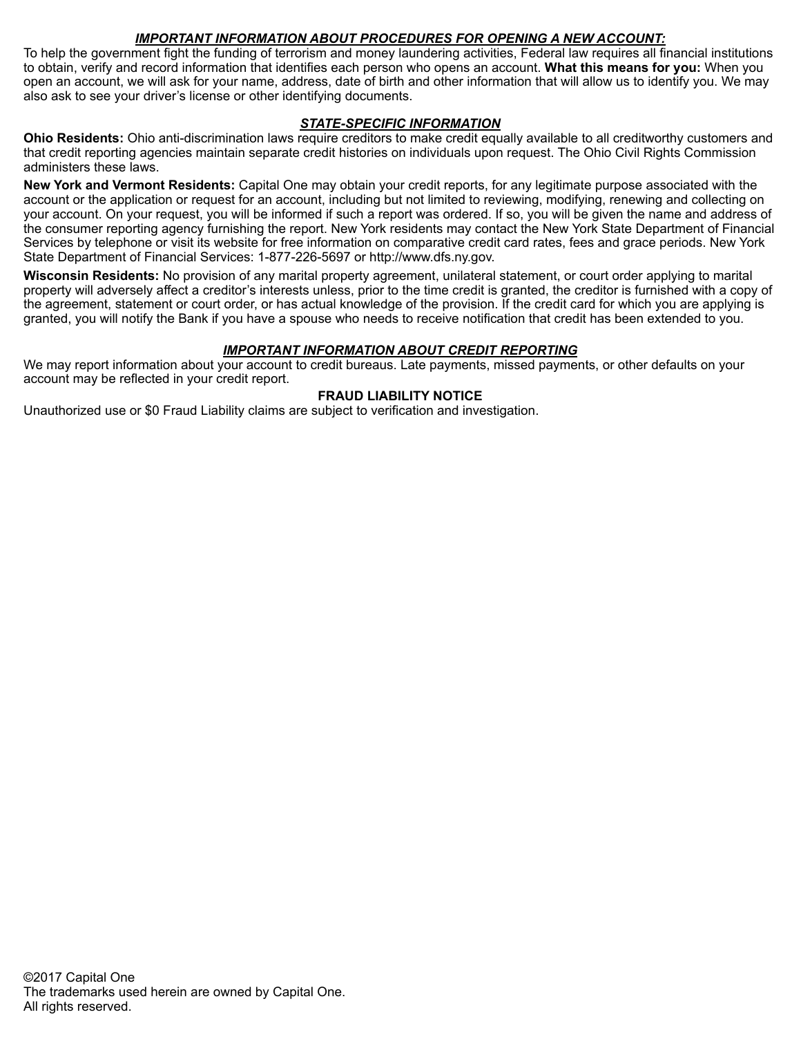### ***IMPORTANT INFORMATION ABOUT PROCEDURES FOR OPENING A NEW ACCOUNT:***

To help the government fight the funding of terrorism and money laundering activities, Federal law requires all financial institutions to obtain, verify and record information that identifies each person who opens an account. **What this means for you:** When you open an account, we will ask for your name, address, date of birth and other information that will allow us to identify you. We may also ask to see your driver's license or other identifying documents.

### ***STATE-SPECIFIC INFORMATION***

**Ohio Residents:** Ohio anti-discrimination laws require creditors to make credit equally available to all creditworthy customers and that credit reporting agencies maintain separate credit histories on individuals upon request. The Ohio Civil Rights Commission administers these laws.

**New York and Vermont Residents:** Capital One may obtain your credit reports, for any legitimate purpose associated with the account or the application or request for an account, including but not limited to reviewing, modifying, renewing and collecting on your account. On your request, you will be informed if such a report was ordered. If so, you will be given the name and address of the consumer reporting agency furnishing the report. New York residents may contact the New York State Department of Financial Services by telephone or visit its website for free information on comparative credit card rates, fees and grace periods. New York State Department of Financial Services: 1-877-226-5697 or http://www.dfs.ny.gov.

**Wisconsin Residents:** No provision of any marital property agreement, unilateral statement, or court order applying to marital property will adversely affect a creditor's interests unless, prior to the time credit is granted, the creditor is furnished with a copy of the agreement, statement or court order, or has actual knowledge of the provision. If the credit card for which you are applying is granted, you will notify the Bank if you have a spouse who needs to receive notification that credit has been extended to you.

### ***IMPORTANT INFORMATION ABOUT CREDIT REPORTING***

We may report information about your account to credit bureaus. Late payments, missed payments, or other defaults on your account may be reflected in your credit report.

### **FRAUD LIABILITY NOTICE**

Unauthorized use or $0 Fraud Liability claims are subject to verification and investigation.

©2017 Capital One
The trademarks used herein are owned by Capital One.
All rights reserved.